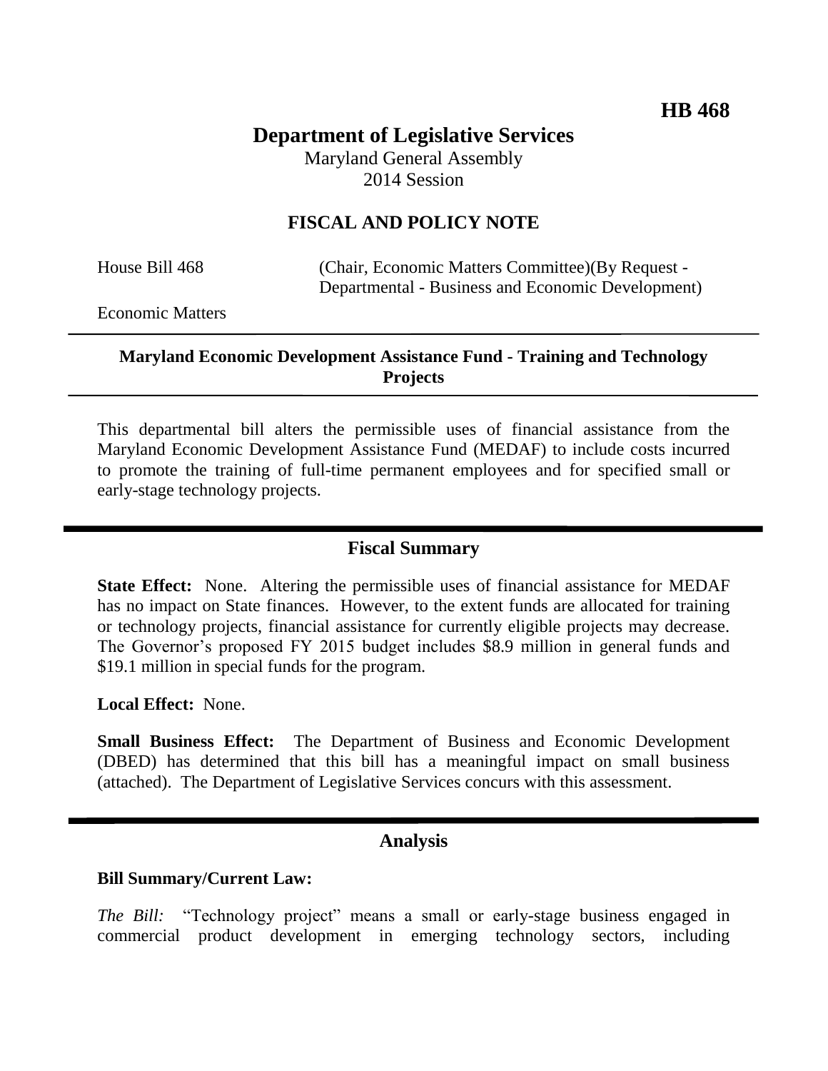**HB 468**

# Department of Legislative Services

Maryland General Assembly
2014 Session

## FISCAL AND POLICY NOTE

House Bill 468 (Chair, Economic Matters Committee)(By Request - Departmental - Business and Economic Development)

Economic Matters

---

**Maryland Economic Development Assistance Fund - Training and Technology Projects**

---

This departmental bill alters the permissible uses of financial assistance from the Maryland Economic Development Assistance Fund (MEDAF) to include costs incurred to promote the training of full-time permanent employees and for specified small or early-stage technology projects.

---

## Fiscal Summary

**State Effect:** None. Altering the permissible uses of financial assistance for MEDAF has no impact on State finances. However, to the extent funds are allocated for training or technology projects, financial assistance for currently eligible projects may decrease. The Governor's proposed FY 2015 budget includes $8.9 million in general funds and $19.1 million in special funds for the program.

**Local Effect:** None.

**Small Business Effect:** The Department of Business and Economic Development (DBED) has determined that this bill has a meaningful impact on small business (attached). The Department of Legislative Services concurs with this assessment.

---

## Analysis

**Bill Summary/Current Law:**

*The Bill:* "Technology project" means a small or early-stage business engaged in commercial product development in emerging technology sectors, including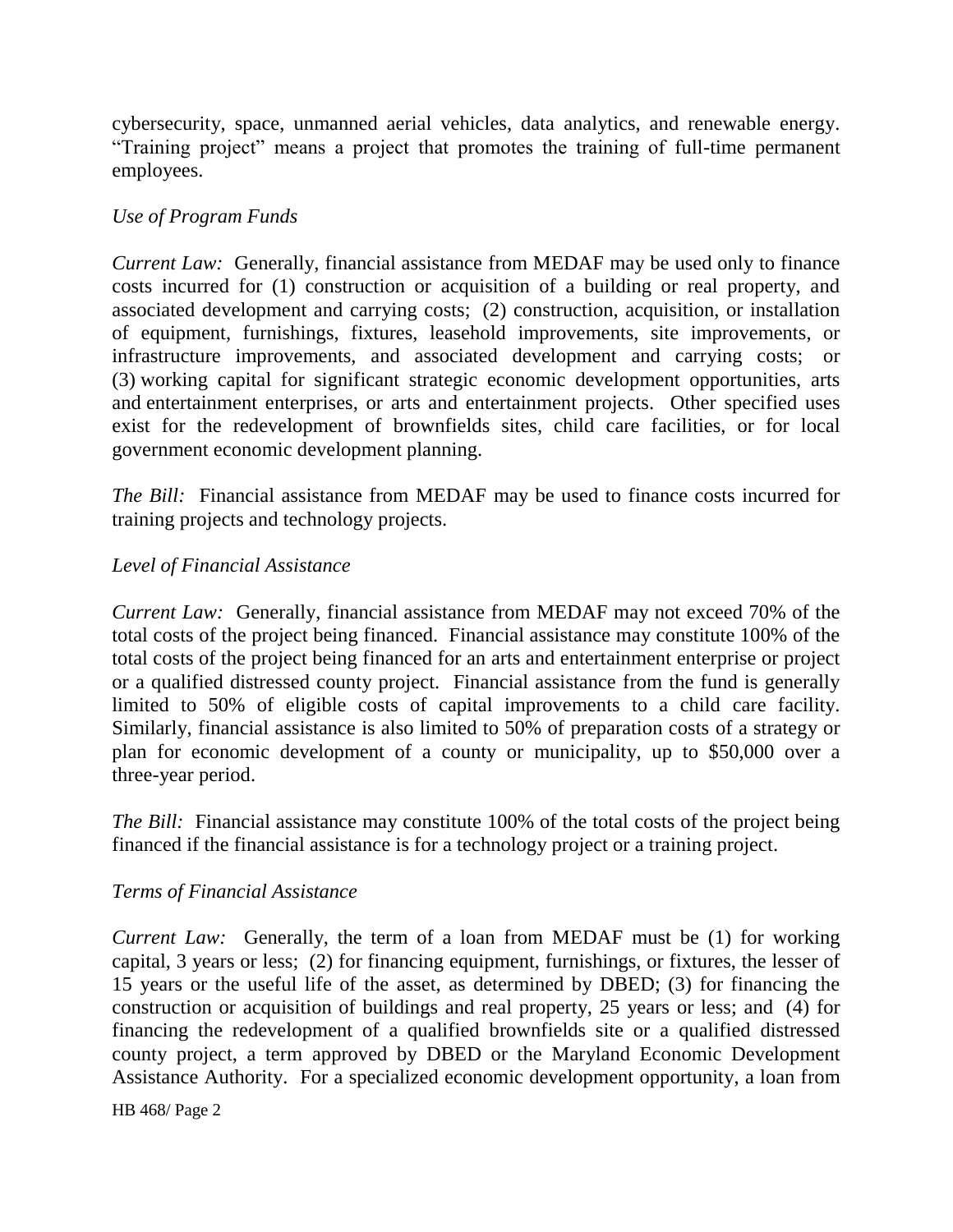cybersecurity, space, unmanned aerial vehicles, data analytics, and renewable energy. "Training project" means a project that promotes the training of full-time permanent employees.

*Use of Program Funds*

*Current Law:* Generally, financial assistance from MEDAF may be used only to finance costs incurred for (1) construction or acquisition of a building or real property, and associated development and carrying costs; (2) construction, acquisition, or installation of equipment, furnishings, fixtures, leasehold improvements, site improvements, or infrastructure improvements, and associated development and carrying costs; or (3) working capital for significant strategic economic development opportunities, arts and entertainment enterprises, or arts and entertainment projects. Other specified uses exist for the redevelopment of brownfields sites, child care facilities, or for local government economic development planning.

*The Bill:* Financial assistance from MEDAF may be used to finance costs incurred for training projects and technology projects.

*Level of Financial Assistance*

*Current Law:* Generally, financial assistance from MEDAF may not exceed 70% of the total costs of the project being financed. Financial assistance may constitute 100% of the total costs of the project being financed for an arts and entertainment enterprise or project or a qualified distressed county project. Financial assistance from the fund is generally limited to 50% of eligible costs of capital improvements to a child care facility. Similarly, financial assistance is also limited to 50% of preparation costs of a strategy or plan for economic development of a county or municipality, up to $50,000 over a three-year period.

*The Bill:* Financial assistance may constitute 100% of the total costs of the project being financed if the financial assistance is for a technology project or a training project.

*Terms of Financial Assistance*

*Current Law:* Generally, the term of a loan from MEDAF must be (1) for working capital, 3 years or less; (2) for financing equipment, furnishings, or fixtures, the lesser of 15 years or the useful life of the asset, as determined by DBED; (3) for financing the construction or acquisition of buildings and real property, 25 years or less; and (4) for financing the redevelopment of a qualified brownfields site or a qualified distressed county project, a term approved by DBED or the Maryland Economic Development Assistance Authority. For a specialized economic development opportunity, a loan from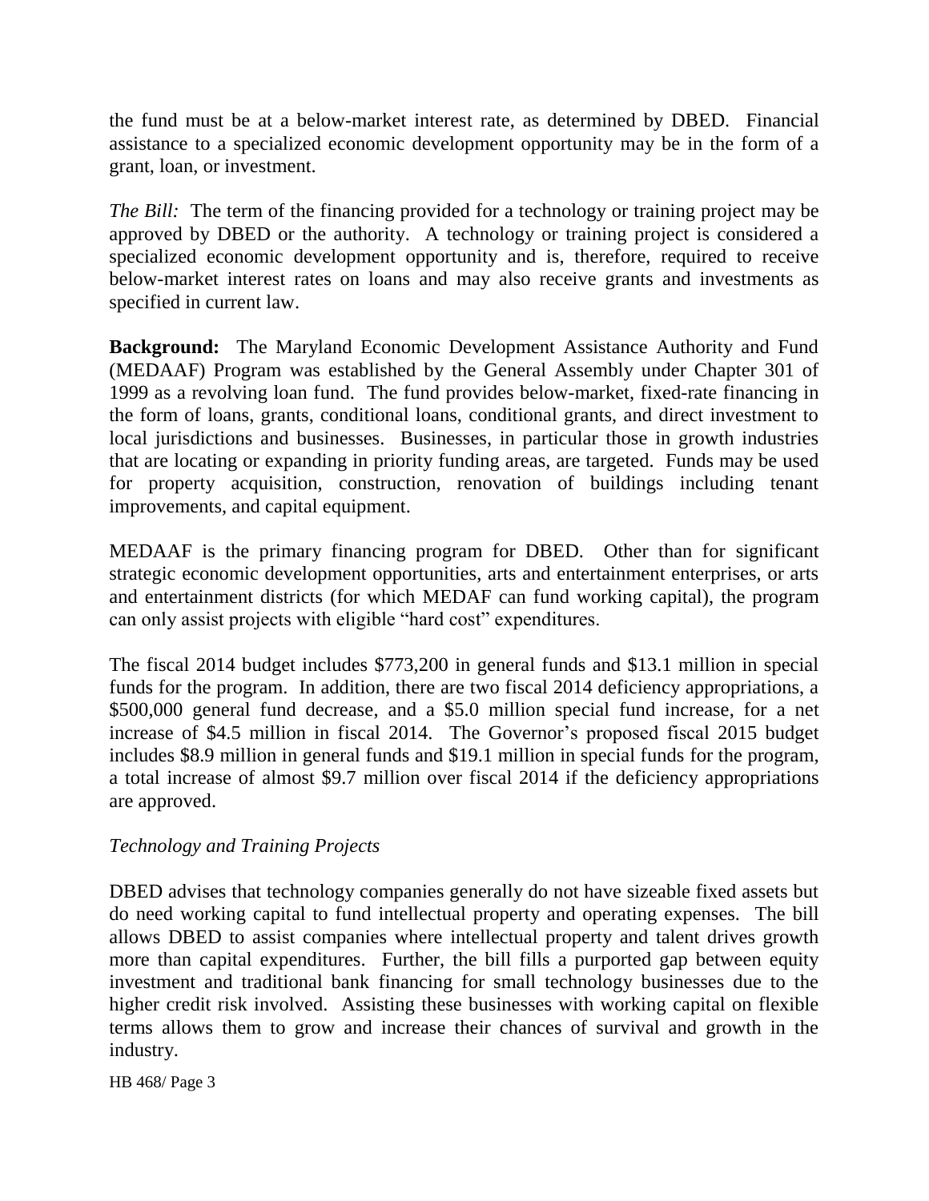the fund must be at a below-market interest rate, as determined by DBED. Financial assistance to a specialized economic development opportunity may be in the form of a grant, loan, or investment.

*The Bill:* The term of the financing provided for a technology or training project may be approved by DBED or the authority. A technology or training project is considered a specialized economic development opportunity and is, therefore, required to receive below-market interest rates on loans and may also receive grants and investments as specified in current law.

**Background:** The Maryland Economic Development Assistance Authority and Fund (MEDAAF) Program was established by the General Assembly under Chapter 301 of 1999 as a revolving loan fund. The fund provides below-market, fixed-rate financing in the form of loans, grants, conditional loans, conditional grants, and direct investment to local jurisdictions and businesses. Businesses, in particular those in growth industries that are locating or expanding in priority funding areas, are targeted. Funds may be used for property acquisition, construction, renovation of buildings including tenant improvements, and capital equipment.

MEDAAF is the primary financing program for DBED. Other than for significant strategic economic development opportunities, arts and entertainment enterprises, or arts and entertainment districts (for which MEDAF can fund working capital), the program can only assist projects with eligible "hard cost" expenditures.

The fiscal 2014 budget includes $773,200 in general funds and $13.1 million in special funds for the program. In addition, there are two fiscal 2014 deficiency appropriations, a $500,000 general fund decrease, and a $5.0 million special fund increase, for a net increase of $4.5 million in fiscal 2014. The Governor's proposed fiscal 2015 budget includes $8.9 million in general funds and $19.1 million in special funds for the program, a total increase of almost $9.7 million over fiscal 2014 if the deficiency appropriations are approved.

*Technology and Training Projects*

DBED advises that technology companies generally do not have sizeable fixed assets but do need working capital to fund intellectual property and operating expenses. The bill allows DBED to assist companies where intellectual property and talent drives growth more than capital expenditures. Further, the bill fills a purported gap between equity investment and traditional bank financing for small technology businesses due to the higher credit risk involved. Assisting these businesses with working capital on flexible terms allows them to grow and increase their chances of survival and growth in the industry.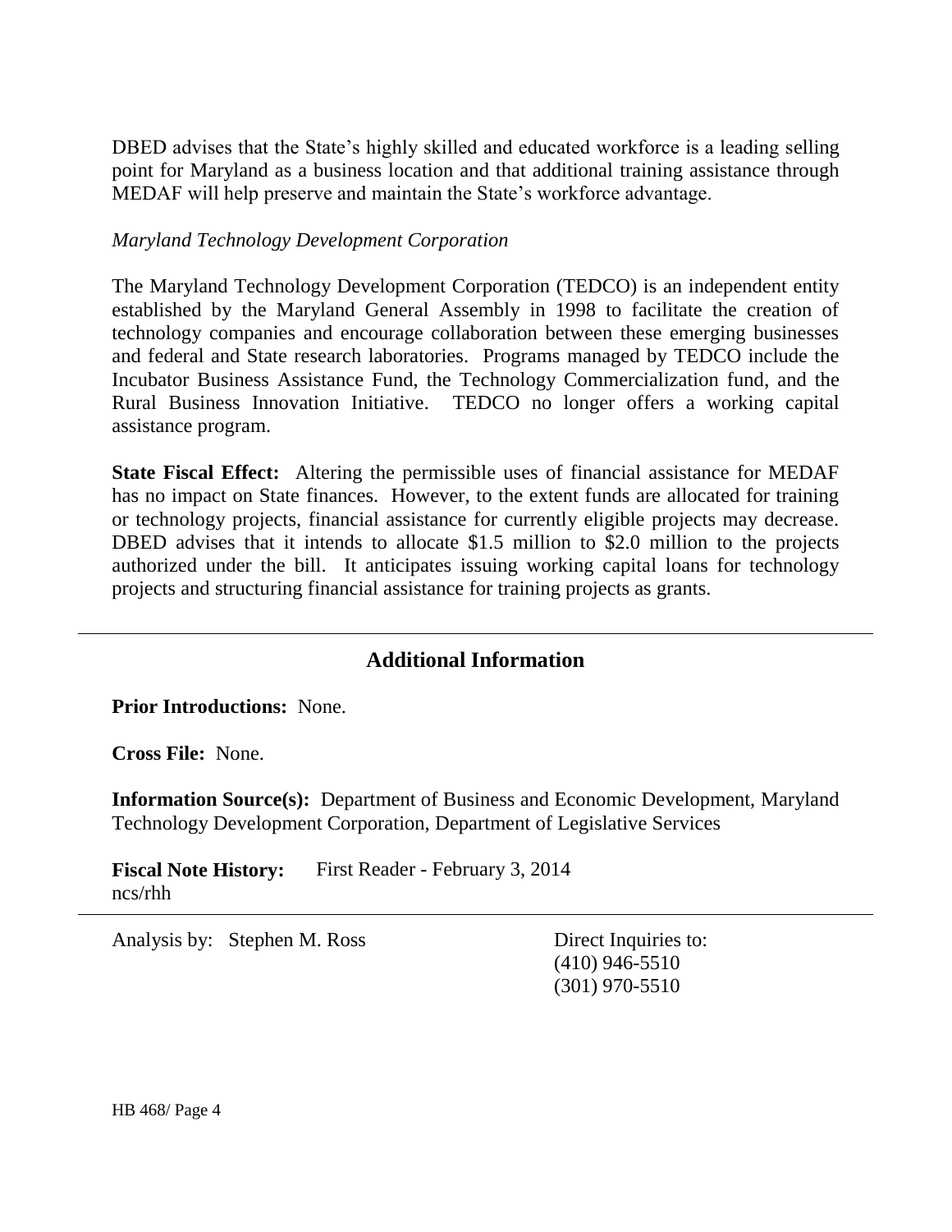DBED advises that the State's highly skilled and educated workforce is a leading selling point for Maryland as a business location and that additional training assistance through MEDAF will help preserve and maintain the State's workforce advantage.

*Maryland Technology Development Corporation*

The Maryland Technology Development Corporation (TEDCO) is an independent entity established by the Maryland General Assembly in 1998 to facilitate the creation of technology companies and encourage collaboration between these emerging businesses and federal and State research laboratories. Programs managed by TEDCO include the Incubator Business Assistance Fund, the Technology Commercialization fund, and the Rural Business Innovation Initiative. TEDCO no longer offers a working capital assistance program.

**State Fiscal Effect:** Altering the permissible uses of financial assistance for MEDAF has no impact on State finances. However, to the extent funds are allocated for training or technology projects, financial assistance for currently eligible projects may decrease. DBED advises that it intends to allocate $1.5 million to $2.0 million to the projects authorized under the bill. It anticipates issuing working capital loans for technology projects and structuring financial assistance for training projects as grants.

---

## Additional Information

**Prior Introductions:** None.

**Cross File:** None.

**Information Source(s):** Department of Business and Economic Development, Maryland Technology Development Corporation, Department of Legislative Services

**Fiscal Note History:** First Reader - February 3, 2014
ncs/rhh

---

Analysis by: Stephen M. Ross

Direct Inquiries to:
(410) 946-5510
(301) 970-5510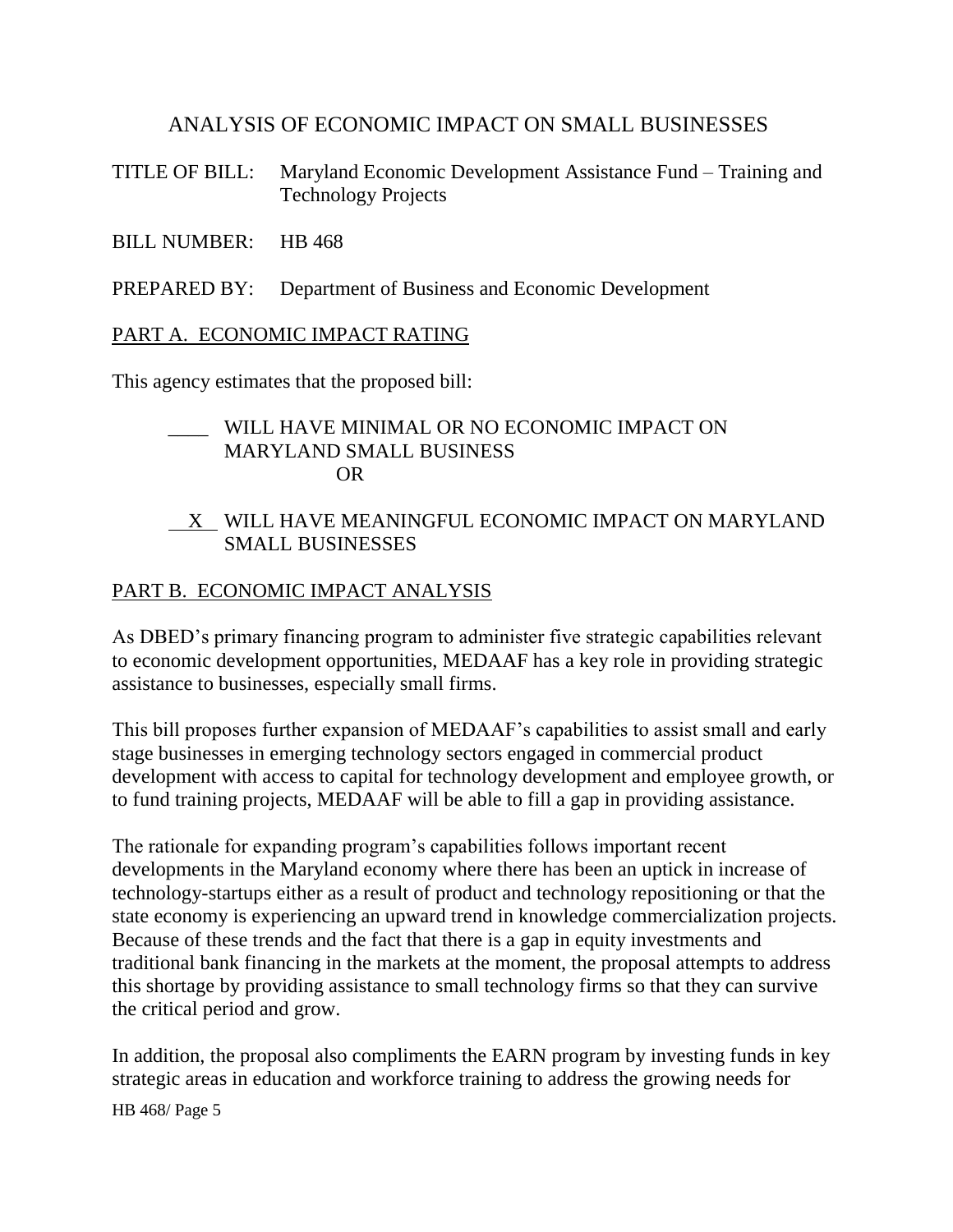# ANALYSIS OF ECONOMIC IMPACT ON SMALL BUSINESSES

TITLE OF BILL: Maryland Economic Development Assistance Fund – Training and Technology Projects

BILL NUMBER: HB 468

PREPARED BY: Department of Business and Economic Development

## PART A. ECONOMIC IMPACT RATING

This agency estimates that the proposed bill:

____ WILL HAVE MINIMAL OR NO ECONOMIC IMPACT ON MARYLAND SMALL BUSINESS

OR

__X__ WILL HAVE MEANINGFUL ECONOMIC IMPACT ON MARYLAND SMALL BUSINESSES

## PART B. ECONOMIC IMPACT ANALYSIS

As DBED's primary financing program to administer five strategic capabilities relevant to economic development opportunities, MEDAAF has a key role in providing strategic assistance to businesses, especially small firms.

This bill proposes further expansion of MEDAAF's capabilities to assist small and early stage businesses in emerging technology sectors engaged in commercial product development with access to capital for technology development and employee growth, or to fund training projects, MEDAAF will be able to fill a gap in providing assistance.

The rationale for expanding program's capabilities follows important recent developments in the Maryland economy where there has been an uptick in increase of technology-startups either as a result of product and technology repositioning or that the state economy is experiencing an upward trend in knowledge commercialization projects. Because of these trends and the fact that there is a gap in equity investments and traditional bank financing in the markets at the moment, the proposal attempts to address this shortage by providing assistance to small technology firms so that they can survive the critical period and grow.

In addition, the proposal also compliments the EARN program by investing funds in key strategic areas in education and workforce training to address the growing needs for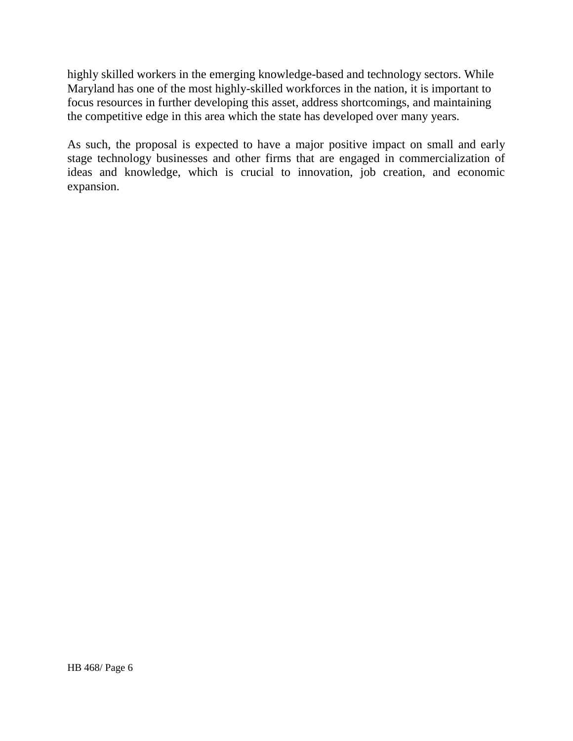highly skilled workers in the emerging knowledge-based and technology sectors. While Maryland has one of the most highly-skilled workforces in the nation, it is important to focus resources in further developing this asset, address shortcomings, and maintaining the competitive edge in this area which the state has developed over many years.

As such, the proposal is expected to have a major positive impact on small and early stage technology businesses and other firms that are engaged in commercialization of ideas and knowledge, which is crucial to innovation, job creation, and economic expansion.